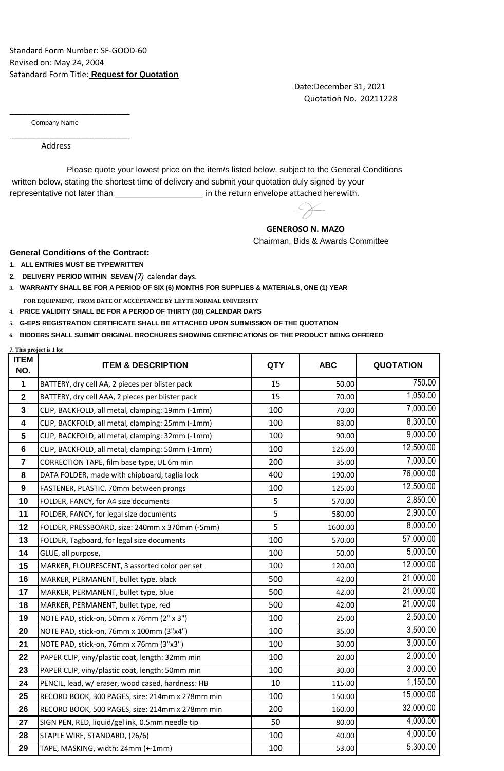Standard Form Number: SF-GOOD-60
Revised on: May 24, 2004
Satandard Form Title: **Request for Quotation**

Date:December 31, 2021
Quotation No. 20211228

___________________________
Company Name

___________________________
Address

Please quote your lowest price on the item/s listed below, subject to the General Conditions written below, stating the shortest time of delivery and submit your quotation duly signed by your representative not later than ___________________ in the return envelope attached herewith.

**GENEROSO N. MAZO**
Chairman, Bids & Awards Committee

**General Conditions of the Contract:**

1. **ALL ENTRIES MUST BE TYPEWRITTEN**
2. **DELIVERY PERIOD WITHIN *SEVEN (7)*** calendar days.
3. **WARRANTY SHALL BE FOR A PERIOD OF SIX (6) MONTHS FOR SUPPLIES & MATERIALS, ONE (1) YEAR FOR EQUIPMENT, FROM DATE OF ACCEPTANCE BY LEYTE NORMAL UNIVERSITY**
4. **PRICE VALIDITY SHALL BE FOR A PERIOD OF THIRTY (30) CALENDAR DAYS**
5. **G-EPS REGISTRATION CERTIFICATE SHALL BE ATTACHED UPON SUBMISSION OF THE QUOTATION**
6. **BIDDERS SHALL SUBMIT ORIGINAL BROCHURES SHOWING CERTIFICATIONS OF THE PRODUCT BEING OFFERED**

**7. This project is 1 lot**

| ITEM NO. | ITEM & DESCRIPTION | QTY | ABC | QUOTATION |
|---|---|---|---|---|
| 1 | BATTERY, dry cell AA, 2 pieces per blister pack | 15 | 50.00 | 750.00 |
| 2 | BATTERY, dry cell AAA, 2 pieces per blister pack | 15 | 70.00 | 1,050.00 |
| 3 | CLIP, BACKFOLD, all metal, clamping: 19mm (-1mm) | 100 | 70.00 | 7,000.00 |
| 4 | CLIP, BACKFOLD, all metal, clamping: 25mm (-1mm) | 100 | 83.00 | 8,300.00 |
| 5 | CLIP, BACKFOLD, all metal, clamping: 32mm (-1mm) | 100 | 90.00 | 9,000.00 |
| 6 | CLIP, BACKFOLD, all metal, clamping: 50mm (-1mm) | 100 | 125.00 | 12,500.00 |
| 7 | CORRECTION TAPE, film base type, UL 6m min | 200 | 35.00 | 7,000.00 |
| 8 | DATA FOLDER, made with chipboard, taglia lock | 400 | 190.00 | 76,000.00 |
| 9 | FASTENER, PLASTIC, 70mm between prongs | 100 | 125.00 | 12,500.00 |
| 10 | FOLDER, FANCY, for A4 size documents | 5 | 570.00 | 2,850.00 |
| 11 | FOLDER, FANCY, for legal size documents | 5 | 580.00 | 2,900.00 |
| 12 | FOLDER, PRESSBOARD, size: 240mm x 370mm (-5mm) | 5 | 1600.00 | 8,000.00 |
| 13 | FOLDER, Tagboard, for legal size documents | 100 | 570.00 | 57,000.00 |
| 14 | GLUE, all purpose, | 100 | 50.00 | 5,000.00 |
| 15 | MARKER, FLOURESCENT, 3 assorted color per set | 100 | 120.00 | 12,000.00 |
| 16 | MARKER, PERMANENT, bullet type, black | 500 | 42.00 | 21,000.00 |
| 17 | MARKER, PERMANENT, bullet type, blue | 500 | 42.00 | 21,000.00 |
| 18 | MARKER, PERMANENT, bullet type, red | 500 | 42.00 | 21,000.00 |
| 19 | NOTE PAD, stick-on, 50mm x 76mm (2" x 3") | 100 | 25.00 | 2,500.00 |
| 20 | NOTE PAD, stick-on, 76mm x 100mm (3"x4") | 100 | 35.00 | 3,500.00 |
| 21 | NOTE PAD, stick-on, 76mm x 76mm (3"x3") | 100 | 30.00 | 3,000.00 |
| 22 | PAPER CLIP, viny/plastic coat, length: 32mm min | 100 | 20.00 | 2,000.00 |
| 23 | PAPER CLIP, viny/plastic coat, length: 50mm min | 100 | 30.00 | 3,000.00 |
| 24 | PENCIL, lead, w/ eraser, wood cased, hardness: HB | 10 | 115.00 | 1,150.00 |
| 25 | RECORD BOOK, 300 PAGES, size: 214mm x 278mm min | 100 | 150.00 | 15,000.00 |
| 26 | RECORD BOOK, 500 PAGES, size: 214mm x 278mm min | 200 | 160.00 | 32,000.00 |
| 27 | SIGN PEN, RED, liquid/gel ink, 0.5mm needle tip | 50 | 80.00 | 4,000.00 |
| 28 | STAPLE WIRE, STANDARD, (26/6) | 100 | 40.00 | 4,000.00 |
| 29 | TAPE, MASKING, width: 24mm (+-1mm) | 100 | 53.00 | 5,300.00 |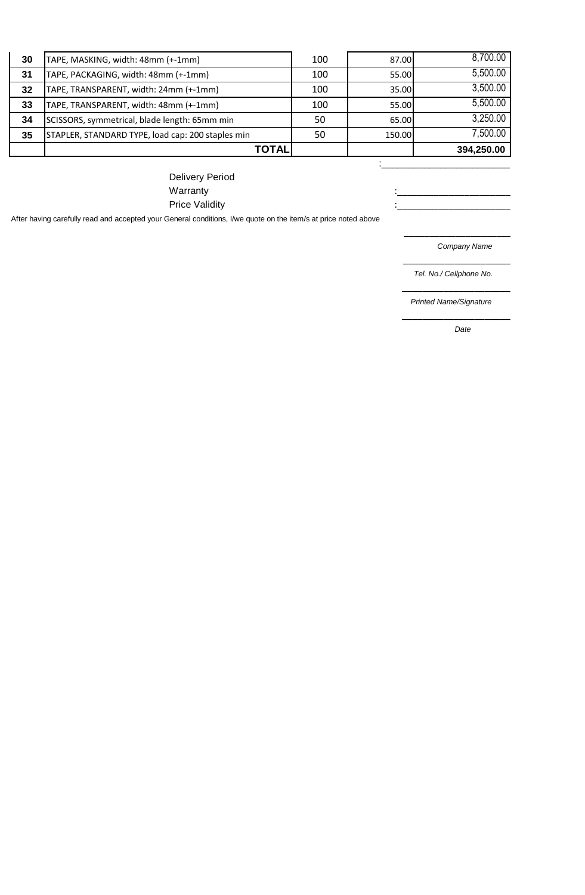| | | | | |
|---|---|---|---|---|
| **30** | TAPE, MASKING, width: 48mm (+-1mm) | 100 | 87.00 | 8,700.00 |
| **31** | TAPE, PACKAGING, width: 48mm (+-1mm) | 100 | 55.00 | 5,500.00 |
| **32** | TAPE, TRANSPARENT, width: 24mm (+-1mm) | 100 | 35.00 | 3,500.00 |
| **33** | TAPE, TRANSPARENT, width: 48mm (+-1mm) | 100 | 55.00 | 5,500.00 |
| **34** | SCISSORS, symmetrical, blade length: 65mm min | 50 | 65.00 | 3,250.00 |
| **35** | STAPLER, STANDARD TYPE, load cap: 200 staples min | 50 | 150.00 | 7,500.00 |
| | **TOTAL** | | | **394,250.00** |

Delivery Period :______________________

Warranty :______________________

Price Validity :______________________

After having carefully read and accepted your General conditions, I/we quote on the item/s at price noted above

______________________

*Company Name*

______________________

*Tel. No./ Cellphone No.*

______________________

*Printed Name/Signature*

______________________

*Date*